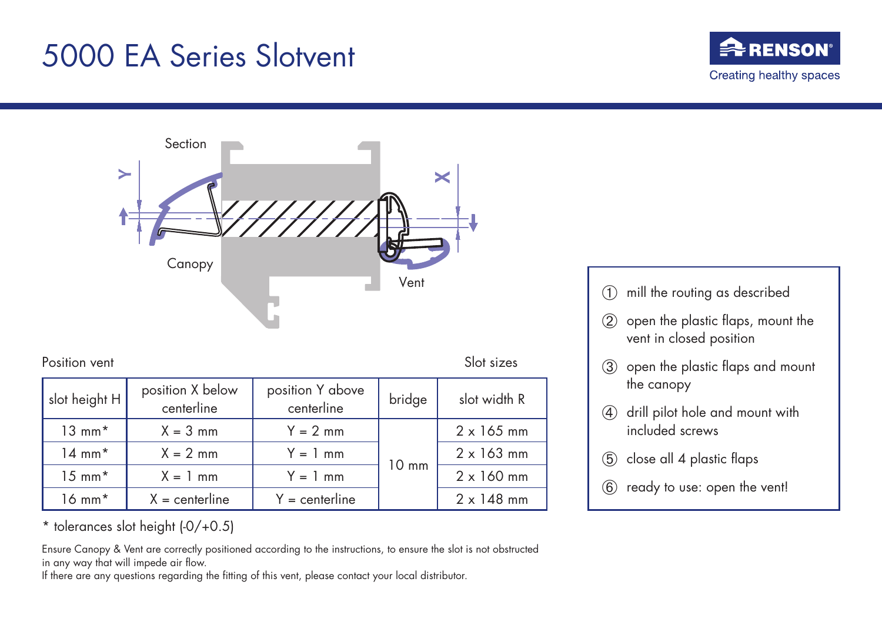# 5000 EA Series Slotvent

RENSON®
Creating healthy spaces

Section

Canopy

Vent

Position vent

Slot sizes

| slot height H | position X below centerline | position Y above centerline | bridge | slot width R |
|---|---|---|---|---|
| 13 mm* | X = 3 mm | Y = 2 mm | 10 mm | 2 x 165 mm |
| 14 mm* | X = 2 mm | Y = 1 mm | | 2 x 163 mm |
| 15 mm* | X = 1 mm | Y = 1 mm | | 2 x 160 mm |
| 16 mm* | X = centerline | Y = centerline | | 2 x 148 mm |

* tolerances slot height (-0/+0.5)

Ensure Canopy & Vent are correctly positioned according to the instructions, to ensure the slot is not obstructed in any way that will impede air flow.
If there are any questions regarding the fitting of this vent, please contact your local distributor.

1. mill the routing as described
2. open the plastic flaps, mount the vent in closed position
3. open the plastic flaps and mount the canopy
4. drill pilot hole and mount with included screws
5. close all 4 plastic flaps
6. ready to use: open the vent!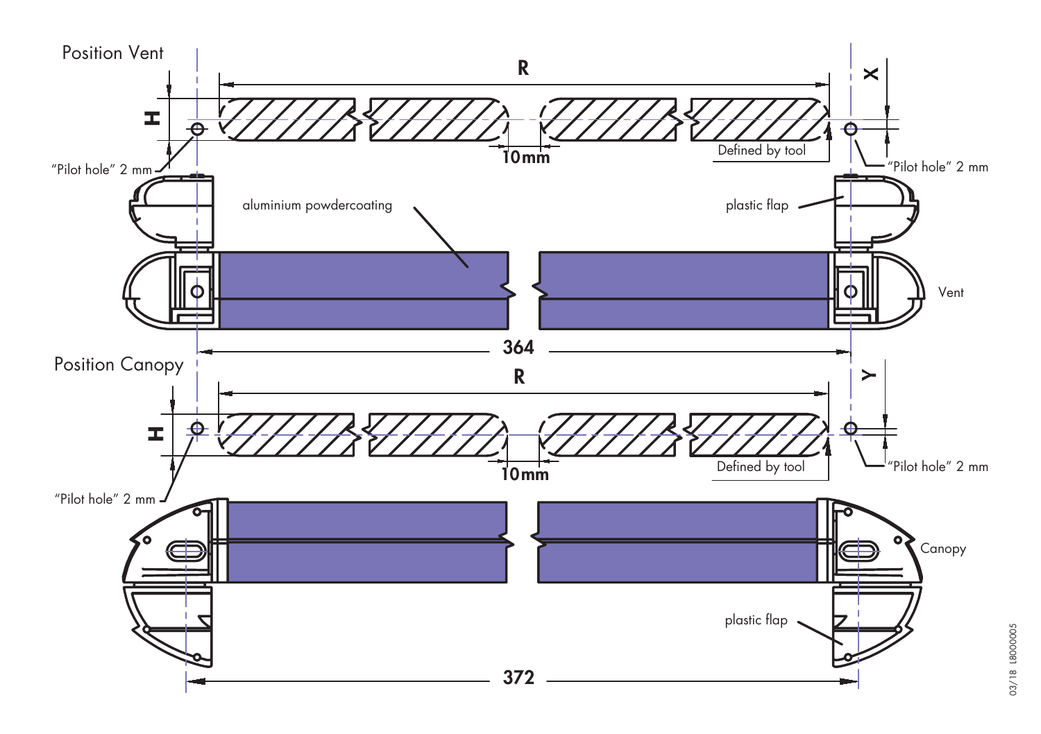Position Vent

R

H

X

"Pilot hole" 2 mm

10mm

Defined by tool

"Pilot hole" 2 mm

aluminium powdercoating

plastic flap

Vent

364

Position Canopy

R

H

Y

"Pilot hole" 2 mm

10mm

Defined by tool

"Pilot hole" 2 mm

Canopy

plastic flap

372

03/18 L8000005